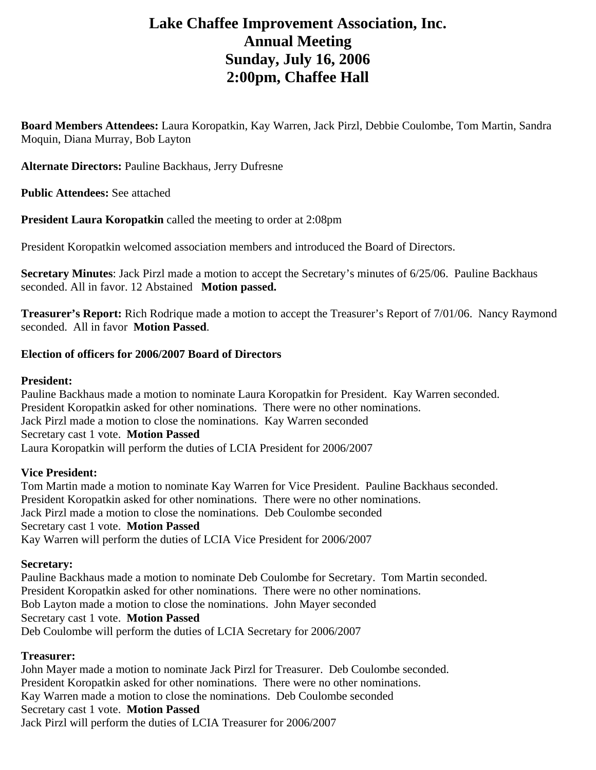# Lake Chaffee Improvement Association, Inc.
# Annual Meeting
# Sunday, July 16, 2006
# 2:00pm, Chaffee Hall

**Board Members Attendees:** Laura Koropatkin, Kay Warren, Jack Pirzl, Debbie Coulombe, Tom Martin, Sandra Moquin, Diana Murray, Bob Layton

**Alternate Directors:** Pauline Backhaus, Jerry Dufresne

**Public Attendees:** See attached

**President Laura Koropatkin** called the meeting to order at 2:08pm

President Koropatkin welcomed association members and introduced the Board of Directors.

**Secretary Minutes**: Jack Pirzl made a motion to accept the Secretary's minutes of 6/25/06. Pauline Backhaus seconded. All in favor. 12 Abstained **Motion passed.**

**Treasurer's Report:** Rich Rodrique made a motion to accept the Treasurer's Report of 7/01/06. Nancy Raymond seconded. All in favor **Motion Passed**.

**Election of officers for 2006/2007 Board of Directors**

**President:**
Pauline Backhaus made a motion to nominate Laura Koropatkin for President. Kay Warren seconded.
President Koropatkin asked for other nominations. There were no other nominations.
Jack Pirzl made a motion to close the nominations. Kay Warren seconded
Secretary cast 1 vote. **Motion Passed**
Laura Koropatkin will perform the duties of LCIA President for 2006/2007

**Vice President:**
Tom Martin made a motion to nominate Kay Warren for Vice President. Pauline Backhaus seconded.
President Koropatkin asked for other nominations. There were no other nominations.
Jack Pirzl made a motion to close the nominations. Deb Coulombe seconded
Secretary cast 1 vote. **Motion Passed**
Kay Warren will perform the duties of LCIA Vice President for 2006/2007

**Secretary:**
Pauline Backhaus made a motion to nominate Deb Coulombe for Secretary. Tom Martin seconded.
President Koropatkin asked for other nominations. There were no other nominations.
Bob Layton made a motion to close the nominations. John Mayer seconded
Secretary cast 1 vote. **Motion Passed**
Deb Coulombe will perform the duties of LCIA Secretary for 2006/2007

**Treasurer:**
John Mayer made a motion to nominate Jack Pirzl for Treasurer. Deb Coulombe seconded.
President Koropatkin asked for other nominations. There were no other nominations.
Kay Warren made a motion to close the nominations. Deb Coulombe seconded
Secretary cast 1 vote. **Motion Passed**
Jack Pirzl will perform the duties of LCIA Treasurer for 2006/2007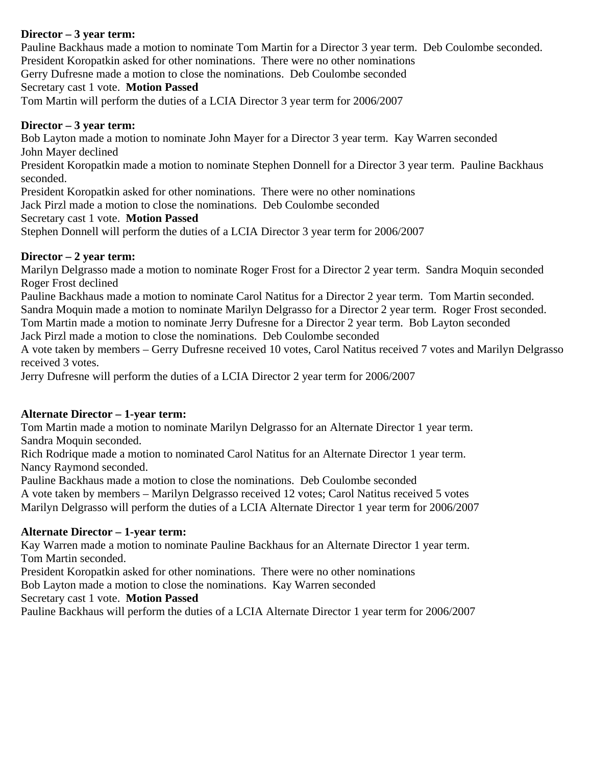**Director – 3 year term:**
Pauline Backhaus made a motion to nominate Tom Martin for a Director 3 year term. Deb Coulombe seconded.
President Koropatkin asked for other nominations. There were no other nominations
Gerry Dufresne made a motion to close the nominations. Deb Coulombe seconded
Secretary cast 1 vote. **Motion Passed**
Tom Martin will perform the duties of a LCIA Director 3 year term for 2006/2007

**Director – 3 year term:**
Bob Layton made a motion to nominate John Mayer for a Director 3 year term. Kay Warren seconded
John Mayer declined
President Koropatkin made a motion to nominate Stephen Donnell for a Director 3 year term. Pauline Backhaus seconded.
President Koropatkin asked for other nominations. There were no other nominations
Jack Pirzl made a motion to close the nominations. Deb Coulombe seconded
Secretary cast 1 vote. **Motion Passed**
Stephen Donnell will perform the duties of a LCIA Director 3 year term for 2006/2007

**Director – 2 year term:**
Marilyn Delgrasso made a motion to nominate Roger Frost for a Director 2 year term. Sandra Moquin seconded
Roger Frost declined
Pauline Backhaus made a motion to nominate Carol Natitus for a Director 2 year term. Tom Martin seconded.
Sandra Moquin made a motion to nominate Marilyn Delgrasso for a Director 2 year term. Roger Frost seconded.
Tom Martin made a motion to nominate Jerry Dufresne for a Director 2 year term. Bob Layton seconded
Jack Pirzl made a motion to close the nominations. Deb Coulombe seconded
A vote taken by members – Gerry Dufresne received 10 votes, Carol Natitus received 7 votes and Marilyn Delgrasso received 3 votes.
Jerry Dufresne will perform the duties of a LCIA Director 2 year term for 2006/2007

**Alternate Director – 1-year term:**
Tom Martin made a motion to nominate Marilyn Delgrasso for an Alternate Director 1 year term.
Sandra Moquin seconded.
Rich Rodrique made a motion to nominated Carol Natitus for an Alternate Director 1 year term.
Nancy Raymond seconded.
Pauline Backhaus made a motion to close the nominations. Deb Coulombe seconded
A vote taken by members – Marilyn Delgrasso received 12 votes; Carol Natitus received 5 votes
Marilyn Delgrasso will perform the duties of a LCIA Alternate Director 1 year term for 2006/2007

**Alternate Director – 1-year term:**
Kay Warren made a motion to nominate Pauline Backhaus for an Alternate Director 1 year term.
Tom Martin seconded.
President Koropatkin asked for other nominations. There were no other nominations
Bob Layton made a motion to close the nominations. Kay Warren seconded
Secretary cast 1 vote. **Motion Passed**
Pauline Backhaus will perform the duties of a LCIA Alternate Director 1 year term for 2006/2007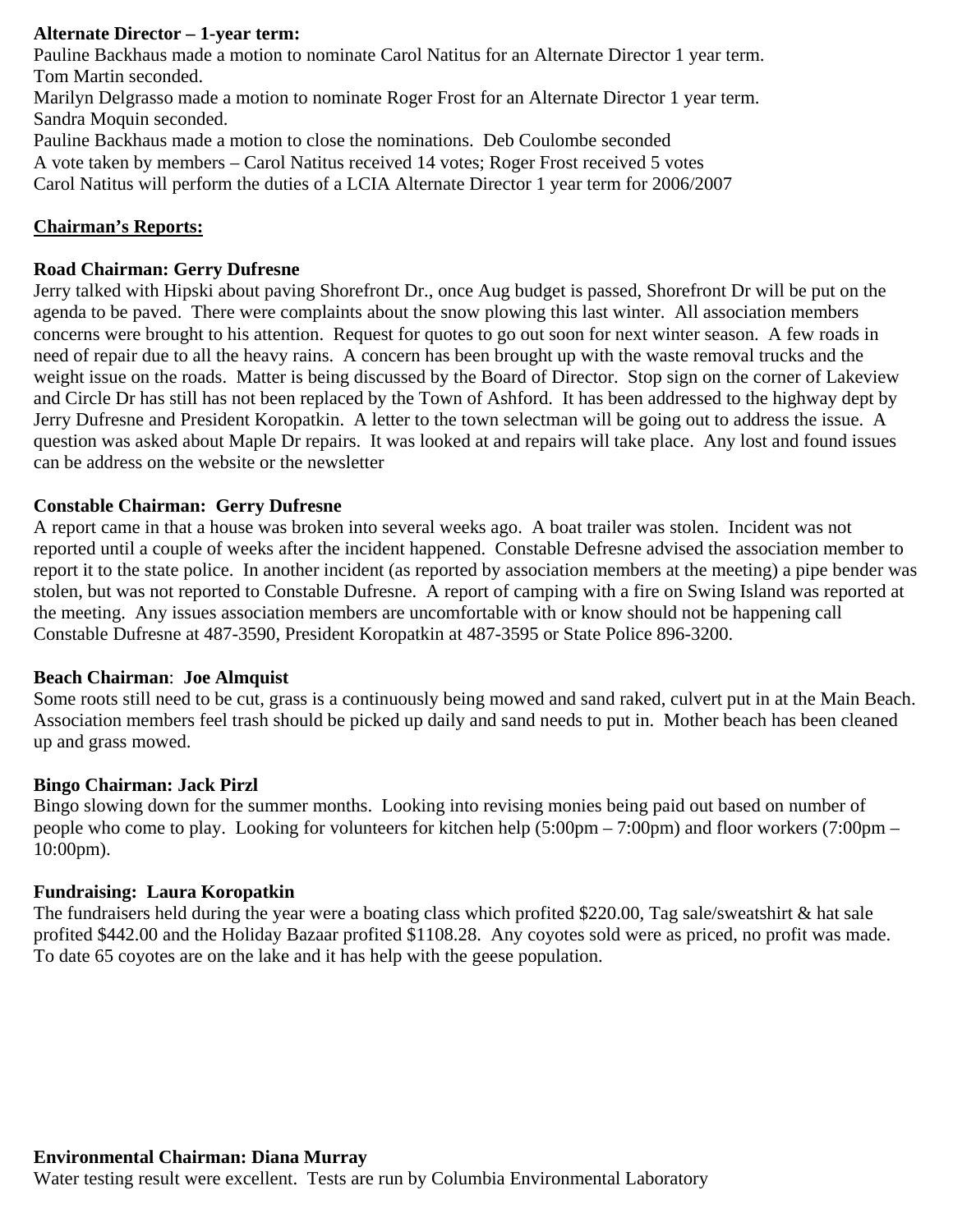**Alternate Director – 1-year term:**
Pauline Backhaus made a motion to nominate Carol Natitus for an Alternate Director 1 year term.
Tom Martin seconded.
Marilyn Delgrasso made a motion to nominate Roger Frost for an Alternate Director 1 year term.
Sandra Moquin seconded.
Pauline Backhaus made a motion to close the nominations. Deb Coulombe seconded
A vote taken by members – Carol Natitus received 14 votes; Roger Frost received 5 votes
Carol Natitus will perform the duties of a LCIA Alternate Director 1 year term for 2006/2007

**Chairman's Reports:**

**Road Chairman: Gerry Dufresne**
Jerry talked with Hipski about paving Shorefront Dr., once Aug budget is passed, Shorefront Dr will be put on the agenda to be paved. There were complaints about the snow plowing this last winter. All association members concerns were brought to his attention. Request for quotes to go out soon for next winter season. A few roads in need of repair due to all the heavy rains. A concern has been brought up with the waste removal trucks and the weight issue on the roads. Matter is being discussed by the Board of Director. Stop sign on the corner of Lakeview and Circle Dr has still has not been replaced by the Town of Ashford. It has been addressed to the highway dept by Jerry Dufresne and President Koropatkin. A letter to the town selectman will be going out to address the issue. A question was asked about Maple Dr repairs. It was looked at and repairs will take place. Any lost and found issues can be address on the website or the newsletter

**Constable Chairman: Gerry Dufresne**
A report came in that a house was broken into several weeks ago. A boat trailer was stolen. Incident was not reported until a couple of weeks after the incident happened. Constable Defresne advised the association member to report it to the state police. In another incident (as reported by association members at the meeting) a pipe bender was stolen, but was not reported to Constable Dufresne. A report of camping with a fire on Swing Island was reported at the meeting. Any issues association members are uncomfortable with or know should not be happening call Constable Dufresne at 487-3590, President Koropatkin at 487-3595 or State Police 896-3200.

**Beach Chairman**: **Joe Almquist**
Some roots still need to be cut, grass is a continuously being mowed and sand raked, culvert put in at the Main Beach. Association members feel trash should be picked up daily and sand needs to put in. Mother beach has been cleaned up and grass mowed.

**Bingo Chairman: Jack Pirzl**
Bingo slowing down for the summer months. Looking into revising monies being paid out based on number of people who come to play. Looking for volunteers for kitchen help (5:00pm – 7:00pm) and floor workers (7:00pm – 10:00pm).

**Fundraising: Laura Koropatkin**
The fundraisers held during the year were a boating class which profited $220.00, Tag sale/sweatshirt & hat sale profited $442.00 and the Holiday Bazaar profited $1108.28. Any coyotes sold were as priced, no profit was made. To date 65 coyotes are on the lake and it has help with the geese population.

**Environmental Chairman: Diana Murray**
Water testing result were excellent. Tests are run by Columbia Environmental Laboratory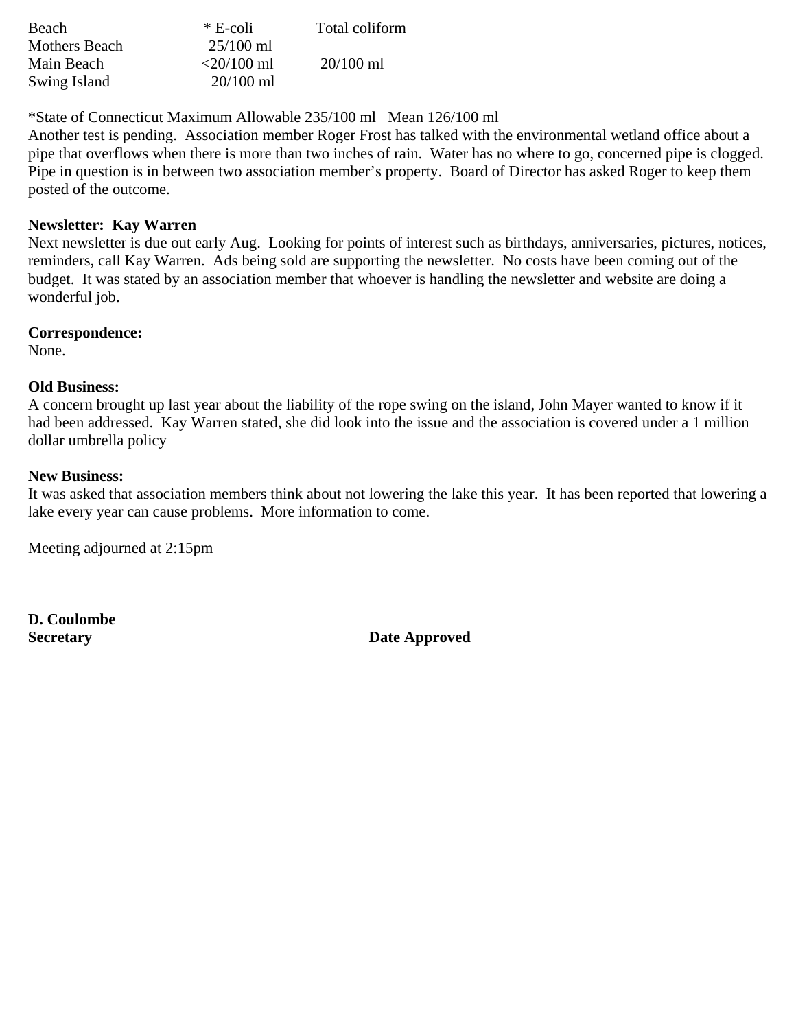| Beach | * E-coli | Total coliform |
|---|---|---|
| Mothers Beach | 25/100 ml | |
| Main Beach | <20/100 ml | 20/100 ml |
| Swing Island | 20/100 ml | |

*State of Connecticut Maximum Allowable 235/100 ml Mean 126/100 ml
Another test is pending. Association member Roger Frost has talked with the environmental wetland office about a pipe that overflows when there is more than two inches of rain. Water has no where to go, concerned pipe is clogged. Pipe in question is in between two association member's property. Board of Director has asked Roger to keep them posted of the outcome.

**Newsletter: Kay Warren**
Next newsletter is due out early Aug. Looking for points of interest such as birthdays, anniversaries, pictures, notices, reminders, call Kay Warren. Ads being sold are supporting the newsletter. No costs have been coming out of the budget. It was stated by an association member that whoever is handling the newsletter and website are doing a wonderful job.

**Correspondence:**
None.

**Old Business:**
A concern brought up last year about the liability of the rope swing on the island, John Mayer wanted to know if it had been addressed. Kay Warren stated, she did look into the issue and the association is covered under a 1 million dollar umbrella policy

**New Business:**
It was asked that association members think about not lowering the lake this year. It has been reported that lowering a lake every year can cause problems. More information to come.

Meeting adjourned at 2:15pm

**D. Coulombe**
**Secretary** **Date Approved**